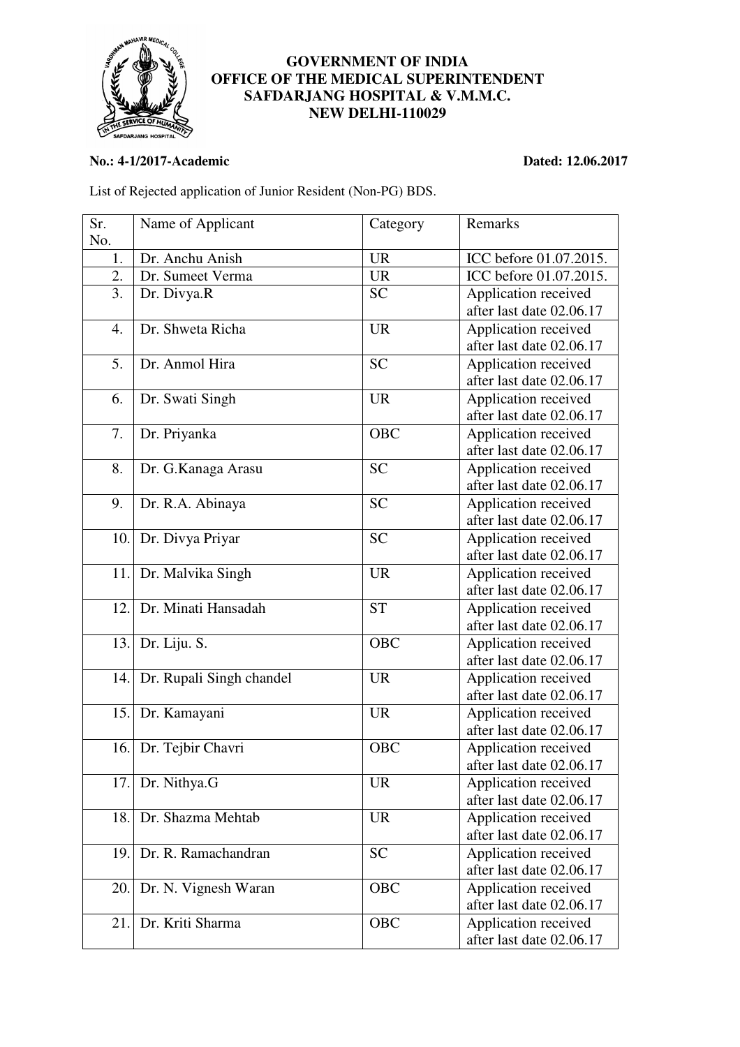**GOVERNMENT OF INDIA**
**OFFICE OF THE MEDICAL SUPERINTENDENT**
**SAFDARJANG HOSPITAL & V.M.M.C.**
**NEW DELHI-110029**

**No.: 4-1/2017-Academic** **Dated: 12.06.2017**

List of Rejected application of Junior Resident (Non-PG) BDS.

| Sr. No. | Name of Applicant | Category | Remarks |
|---|---|---|---|
| 1. | Dr. Anchu Anish | UR | ICC before 01.07.2015. |
| 2. | Dr. Sumeet Verma | UR | ICC before 01.07.2015. |
| 3. | Dr. Divya.R | SC | Application received after last date 02.06.17 |
| 4. | Dr. Shweta Richa | UR | Application received after last date 02.06.17 |
| 5. | Dr. Anmol Hira | SC | Application received after last date 02.06.17 |
| 6. | Dr. Swati Singh | UR | Application received after last date 02.06.17 |
| 7. | Dr. Priyanka | OBC | Application received after last date 02.06.17 |
| 8. | Dr. G.Kanaga Arasu | SC | Application received after last date 02.06.17 |
| 9. | Dr. R.A. Abinaya | SC | Application received after last date 02.06.17 |
| 10. | Dr. Divya Priyar | SC | Application received after last date 02.06.17 |
| 11. | Dr. Malvika Singh | UR | Application received after last date 02.06.17 |
| 12. | Dr. Minati Hansadah | ST | Application received after last date 02.06.17 |
| 13. | Dr. Liju. S. | OBC | Application received after last date 02.06.17 |
| 14. | Dr. Rupali Singh chandel | UR | Application received after last date 02.06.17 |
| 15. | Dr. Kamayani | UR | Application received after last date 02.06.17 |
| 16. | Dr. Tejbir Chavri | OBC | Application received after last date 02.06.17 |
| 17. | Dr. Nithya.G | UR | Application received after last date 02.06.17 |
| 18. | Dr. Shazma Mehtab | UR | Application received after last date 02.06.17 |
| 19. | Dr. R. Ramachandran | SC | Application received after last date 02.06.17 |
| 20. | Dr. N. Vignesh Waran | OBC | Application received after last date 02.06.17 |
| 21. | Dr. Kriti Sharma | OBC | Application received after last date 02.06.17 |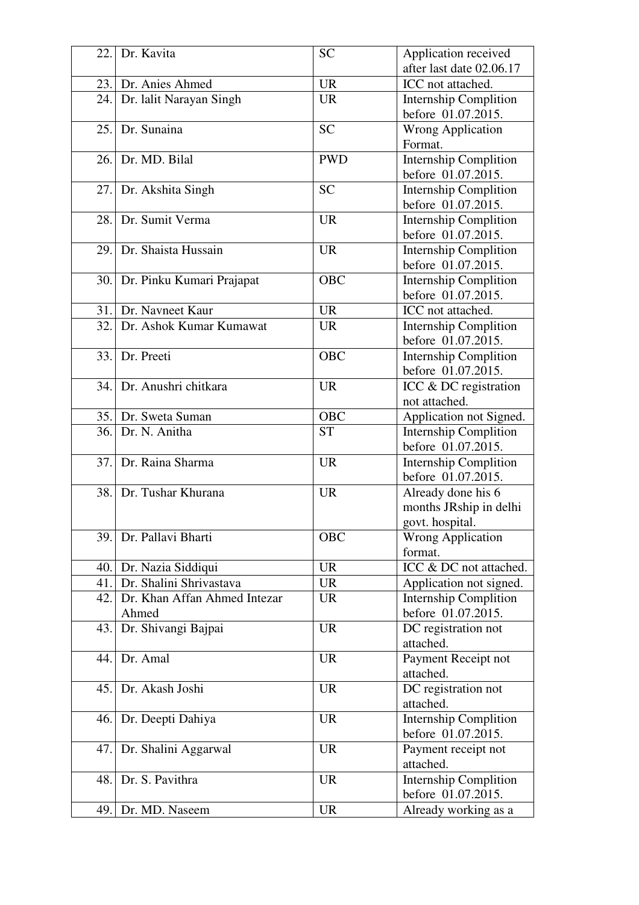| 22. | Dr. Kavita | SC | Application received after last date 02.06.17 |
|---|---|---|---|
| 23. | Dr. Anies Ahmed | UR | ICC not attached. |
| 24. | Dr. lalit Narayan Singh | UR | Internship Complition before 01.07.2015. |
| 25. | Dr. Sunaina | SC | Wrong Application Format. |
| 26. | Dr. MD. Bilal | PWD | Internship Complition before 01.07.2015. |
| 27. | Dr. Akshita Singh | SC | Internship Complition before 01.07.2015. |
| 28. | Dr. Sumit Verma | UR | Internship Complition before 01.07.2015. |
| 29. | Dr. Shaista Hussain | UR | Internship Complition before 01.07.2015. |
| 30. | Dr. Pinku Kumari Prajapat | OBC | Internship Complition before 01.07.2015. |
| 31. | Dr. Navneet Kaur | UR | ICC not attached. |
| 32. | Dr. Ashok Kumar Kumawat | UR | Internship Complition before 01.07.2015. |
| 33. | Dr. Preeti | OBC | Internship Complition before 01.07.2015. |
| 34. | Dr. Anushri chitkara | UR | ICC & DC registration not attached. |
| 35. | Dr. Sweta Suman | OBC | Application not Signed. |
| 36. | Dr. N. Anitha | ST | Internship Complition before 01.07.2015. |
| 37. | Dr. Raina Sharma | UR | Internship Complition before 01.07.2015. |
| 38. | Dr. Tushar Khurana | UR | Already done his 6 months JRship in delhi govt. hospital. |
| 39. | Dr. Pallavi Bharti | OBC | Wrong Application format. |
| 40. | Dr. Nazia Siddiqui | UR | ICC & DC not attached. |
| 41. | Dr. Shalini Shrivastava | UR | Application not signed. |
| 42. | Dr. Khan Affan Ahmed Intezar Ahmed | UR | Internship Complition before 01.07.2015. |
| 43. | Dr. Shivangi Bajpai | UR | DC registration not attached. |
| 44. | Dr. Amal | UR | Payment Receipt not attached. |
| 45. | Dr. Akash Joshi | UR | DC registration not attached. |
| 46. | Dr. Deepti Dahiya | UR | Internship Complition before 01.07.2015. |
| 47. | Dr. Shalini Aggarwal | UR | Payment receipt not attached. |
| 48. | Dr. S. Pavithra | UR | Internship Complition before 01.07.2015. |
| 49. | Dr. MD. Naseem | UR | Already working as a |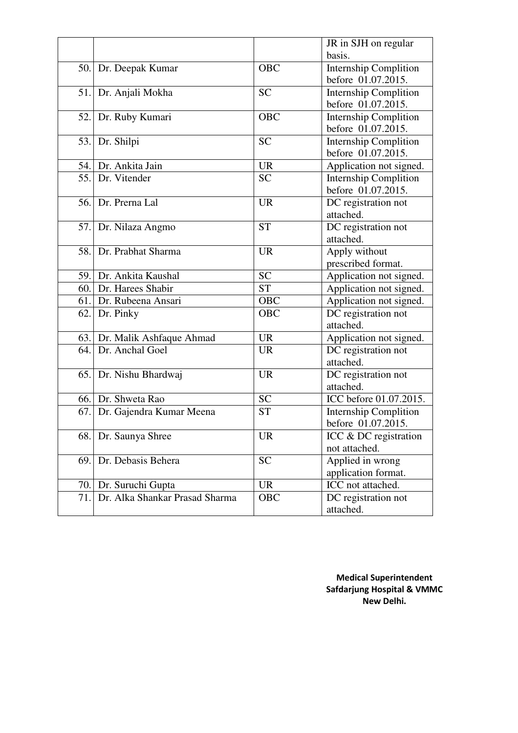| | | | |
|---|---|---|---|
| | | | JR in SJH on regular basis. |
| 50. | Dr. Deepak Kumar | OBC | Internship Complition before 01.07.2015. |
| 51. | Dr. Anjali Mokha | SC | Internship Complition before 01.07.2015. |
| 52. | Dr. Ruby Kumari | OBC | Internship Complition before 01.07.2015. |
| 53. | Dr. Shilpi | SC | Internship Complition before 01.07.2015. |
| 54. | Dr. Ankita Jain | UR | Application not signed. |
| 55. | Dr. Vitender | SC | Internship Complition before 01.07.2015. |
| 56. | Dr. Prerna Lal | UR | DC registration not attached. |
| 57. | Dr. Nilaza Angmo | ST | DC registration not attached. |
| 58. | Dr. Prabhat Sharma | UR | Apply without prescribed format. |
| 59. | Dr. Ankita Kaushal | SC | Application not signed. |
| 60. | Dr. Harees Shabir | ST | Application not signed. |
| 61. | Dr. Rubeena Ansari | OBC | Application not signed. |
| 62. | Dr. Pinky | OBC | DC registration not attached. |
| 63. | Dr. Malik Ashfaque Ahmad | UR | Application not signed. |
| 64. | Dr. Anchal Goel | UR | DC registration not attached. |
| 65. | Dr. Nishu Bhardwaj | UR | DC registration not attached. |
| 66. | Dr. Shweta Rao | SC | ICC before 01.07.2015. |
| 67. | Dr. Gajendra Kumar Meena | ST | Internship Complition before 01.07.2015. |
| 68. | Dr. Saunya Shree | UR | ICC & DC registration not attached. |
| 69. | Dr. Debasis Behera | SC | Applied in wrong application format. |
| 70. | Dr. Suruchi Gupta | UR | ICC not attached. |
| 71. | Dr. Alka Shankar Prasad Sharma | OBC | DC registration not attached. |

**Medical Superintendent**
**Safdarjung Hospital & VMMC**
**New Delhi.**